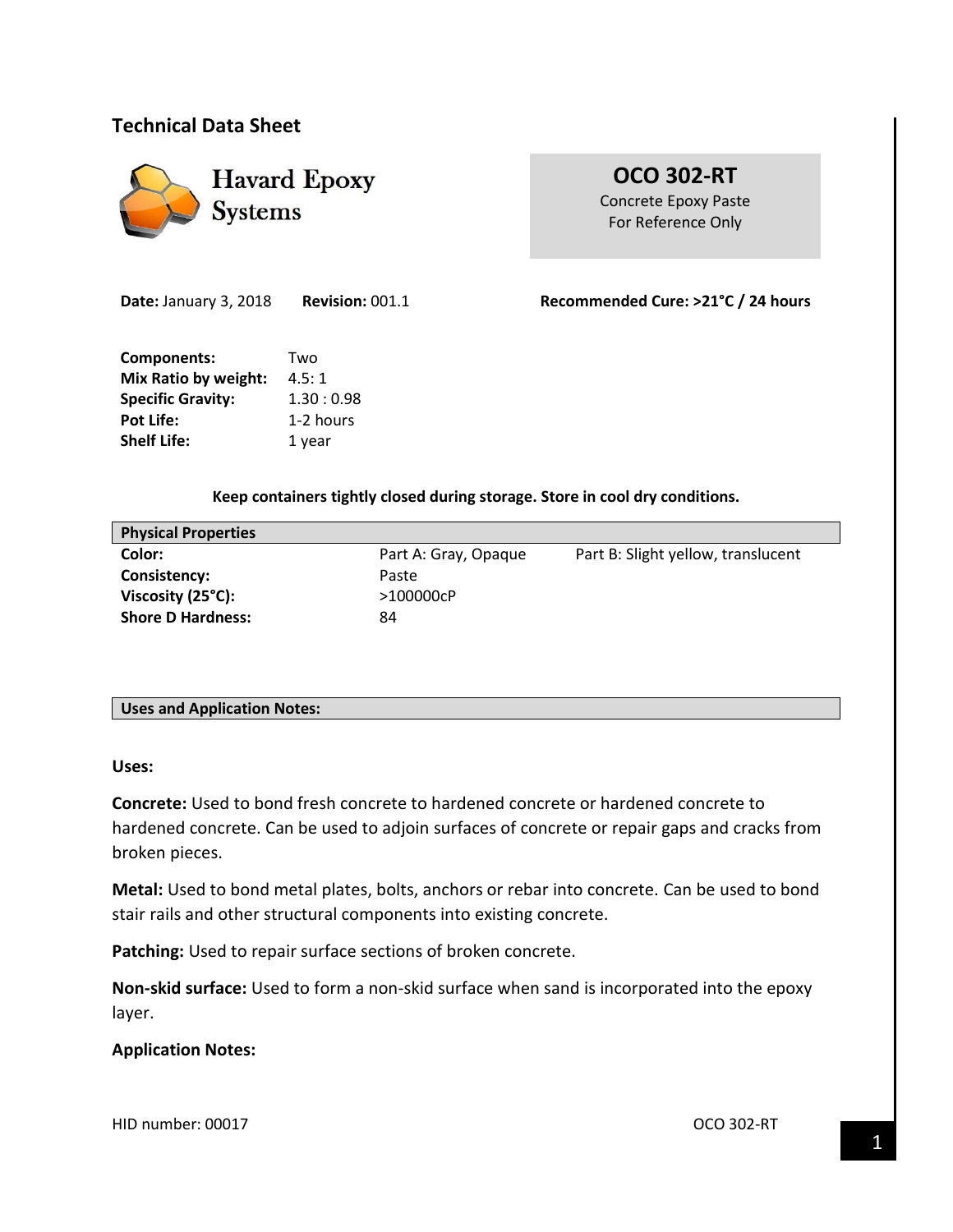## Technical Data Sheet

Havard Epoxy Systems

**OCO 302-RT**

Concrete Epoxy Paste
For Reference Only

**Date:** January 3, 2018 **Revision:** 001.1 **Recommended Cure: >21°C / 24 hours**

| | |
|---|---|
| **Components:** | Two |
| **Mix Ratio by weight:** | 4.5: 1 |
| **Specific Gravity:** | 1.30 : 0.98 |
| **Pot Life:** | 1-2 hours |
| **Shelf Life:** | 1 year |

**Keep containers tightly closed during storage. Store in cool dry conditions.**

| **Physical Properties** | | |
|---|---|---|
| **Color:** | Part A: Gray, Opaque | Part B: Slight yellow, translucent |
| **Consistency:** | Paste | |
| **Viscosity (25°C):** | >100000cP | |
| **Shore D Hardness:** | 84 | |

| **Uses and Application Notes:** |
|---|

**Uses:**

**Concrete:** Used to bond fresh concrete to hardened concrete or hardened concrete to hardened concrete. Can be used to adjoin surfaces of concrete or repair gaps and cracks from broken pieces.

**Metal:** Used to bond metal plates, bolts, anchors or rebar into concrete. Can be used to bond stair rails and other structural components into existing concrete.

**Patching:** Used to repair surface sections of broken concrete.

**Non-skid surface:** Used to form a non-skid surface when sand is incorporated into the epoxy layer.

**Application Notes:**

HID number: 00017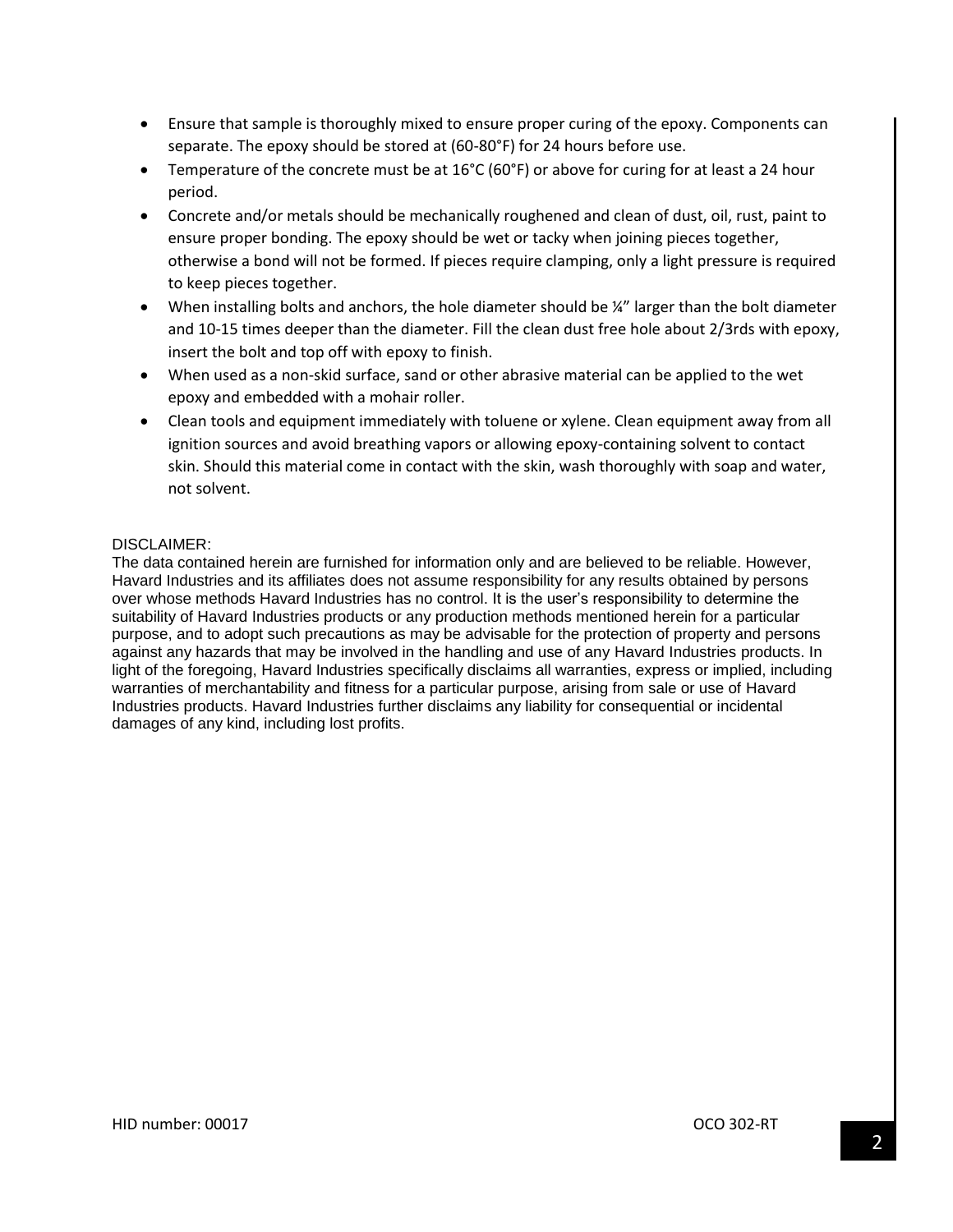- Ensure that sample is thoroughly mixed to ensure proper curing of the epoxy. Components can separate. The epoxy should be stored at (60-80°F) for 24 hours before use.
- Temperature of the concrete must be at 16°C (60°F) or above for curing for at least a 24 hour period.
- Concrete and/or metals should be mechanically roughened and clean of dust, oil, rust, paint to ensure proper bonding. The epoxy should be wet or tacky when joining pieces together, otherwise a bond will not be formed. If pieces require clamping, only a light pressure is required to keep pieces together.
- When installing bolts and anchors, the hole diameter should be ¼" larger than the bolt diameter and 10-15 times deeper than the diameter. Fill the clean dust free hole about 2/3rds with epoxy, insert the bolt and top off with epoxy to finish.
- When used as a non-skid surface, sand or other abrasive material can be applied to the wet epoxy and embedded with a mohair roller.
- Clean tools and equipment immediately with toluene or xylene. Clean equipment away from all ignition sources and avoid breathing vapors or allowing epoxy-containing solvent to contact skin. Should this material come in contact with the skin, wash thoroughly with soap and water, not solvent.

DISCLAIMER:

The data contained herein are furnished for information only and are believed to be reliable. However, Havard Industries and its affiliates does not assume responsibility for any results obtained by persons over whose methods Havard Industries has no control. It is the user's responsibility to determine the suitability of Havard Industries products or any production methods mentioned herein for a particular purpose, and to adopt such precautions as may be advisable for the protection of property and persons against any hazards that may be involved in the handling and use of any Havard Industries products. In light of the foregoing, Havard Industries specifically disclaims all warranties, express or implied, including warranties of merchantability and fitness for a particular purpose, arising from sale or use of Havard Industries products. Havard Industries further disclaims any liability for consequential or incidental damages of any kind, including lost profits.